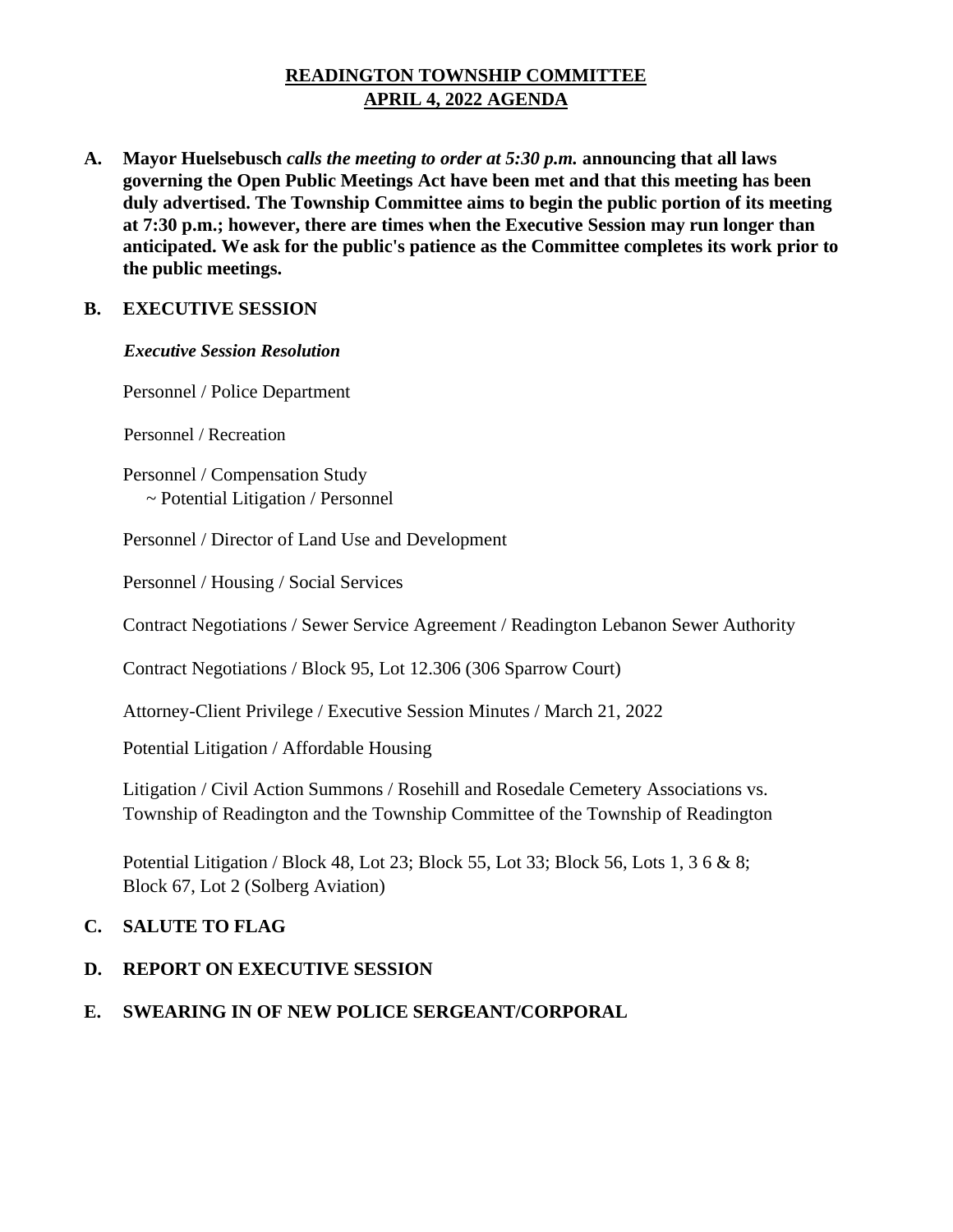# READINGTON TOWNSHIP COMMITTEE
## APRIL 4, 2022 AGENDA

**A. Mayor Huelsebusch *calls the meeting to order at 5:30 p.m.* announcing that all laws governing the Open Public Meetings Act have been met and that this meeting has been duly advertised. The Township Committee aims to begin the public portion of its meeting at 7:30 p.m.; however, there are times when the Executive Session may run longer than anticipated. We ask for the public's patience as the Committee completes its work prior to the public meetings.**

**B. EXECUTIVE SESSION**

***Executive Session Resolution***

Personnel / Police Department

Personnel / Recreation

Personnel / Compensation Study
~ Potential Litigation / Personnel

Personnel / Director of Land Use and Development

Personnel / Housing / Social Services

Contract Negotiations / Sewer Service Agreement / Readington Lebanon Sewer Authority

Contract Negotiations / Block 95, Lot 12.306 (306 Sparrow Court)

Attorney-Client Privilege / Executive Session Minutes / March 21, 2022

Potential Litigation / Affordable Housing

Litigation / Civil Action Summons / Rosehill and Rosedale Cemetery Associations vs. Township of Readington and the Township Committee of the Township of Readington

Potential Litigation / Block 48, Lot 23; Block 55, Lot 33; Block 56, Lots 1, 3 6 & 8; Block 67, Lot 2 (Solberg Aviation)

**C. SALUTE TO FLAG**

**D. REPORT ON EXECUTIVE SESSION**

**E. SWEARING IN OF NEW POLICE SERGEANT/CORPORAL**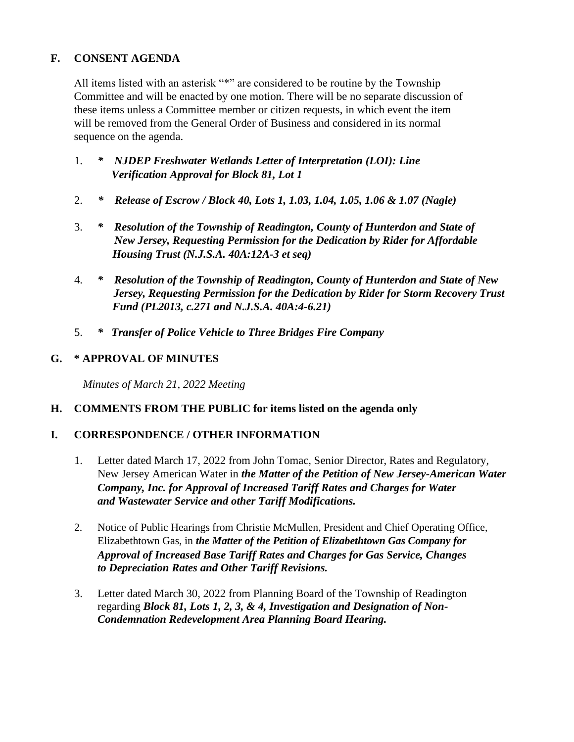## F. CONSENT AGENDA

All items listed with an asterisk "*" are considered to be routine by the Township Committee and will be enacted by one motion. There will be no separate discussion of these items unless a Committee member or citizen requests, in which event the item will be removed from the General Order of Business and considered in its normal sequence on the agenda.

1. ***\* NJDEP Freshwater Wetlands Letter of Interpretation (LOI): Line Verification Approval for Block 81, Lot 1***

2. ***\* Release of Escrow / Block 40, Lots 1, 1.03, 1.04, 1.05, 1.06 & 1.07 (Nagle)***

3. ***\* Resolution of the Township of Readington, County of Hunterdon and State of New Jersey, Requesting Permission for the Dedication by Rider for Affordable Housing Trust (N.J.S.A. 40A:12A-3 et seq)***

4. ***\* Resolution of the Township of Readington, County of Hunterdon and State of New Jersey, Requesting Permission for the Dedication by Rider for Storm Recovery Trust Fund (PL2013, c.271 and N.J.S.A. 40A:4-6.21)***

5. ***\* Transfer of Police Vehicle to Three Bridges Fire Company***

## G. * APPROVAL OF MINUTES

*Minutes of March 21, 2022 Meeting*

## H. COMMENTS FROM THE PUBLIC for items listed on the agenda only

## I. CORRESPONDENCE / OTHER INFORMATION

1. Letter dated March 17, 2022 from John Tomac, Senior Director, Rates and Regulatory, New Jersey American Water in ***the Matter of the Petition of New Jersey-American Water Company, Inc. for Approval of Increased Tariff Rates and Charges for Water and Wastewater Service and other Tariff Modifications.***

2. Notice of Public Hearings from Christie McMullen, President and Chief Operating Office, Elizabethtown Gas, in ***the Matter of the Petition of Elizabethtown Gas Company for Approval of Increased Base Tariff Rates and Charges for Gas Service, Changes to Depreciation Rates and Other Tariff Revisions.***

3. Letter dated March 30, 2022 from Planning Board of the Township of Readington regarding ***Block 81, Lots 1, 2, 3, & 4, Investigation and Designation of Non-Condemnation Redevelopment Area Planning Board Hearing.***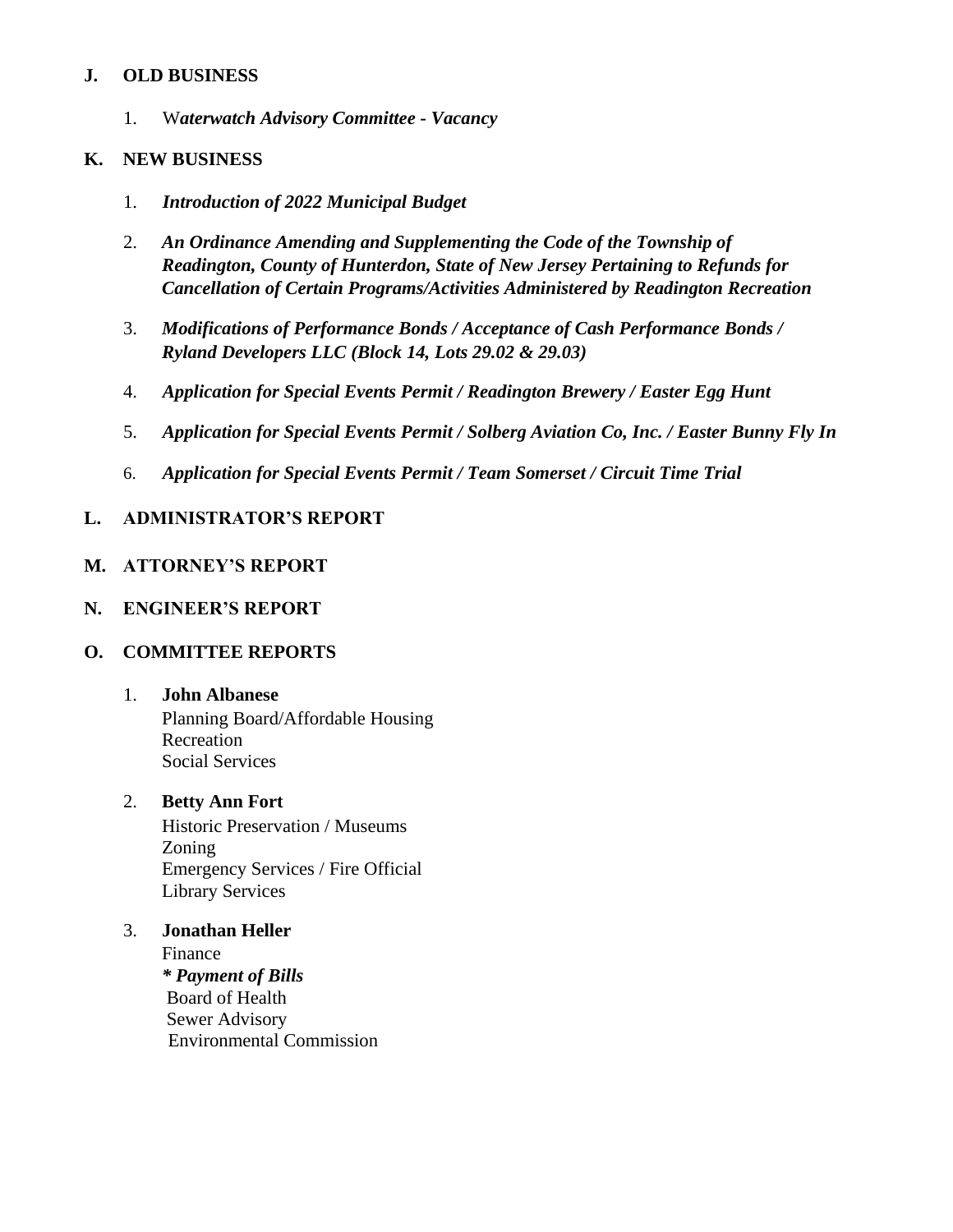## J. OLD BUSINESS

1. W*aterwatch Advisory Committee - Vacancy*

## K. NEW BUSINESS

1. ***Introduction of 2022 Municipal Budget***
2. ***An Ordinance Amending and Supplementing the Code of the Township of Readington, County of Hunterdon, State of New Jersey Pertaining to Refunds for Cancellation of Certain Programs/Activities Administered by Readington Recreation***
3. ***Modifications of Performance Bonds / Acceptance of Cash Performance Bonds / Ryland Developers LLC (Block 14, Lots 29.02 & 29.03)***
4. ***Application for Special Events Permit / Readington Brewery / Easter Egg Hunt***
5. ***Application for Special Events Permit / Solberg Aviation Co, Inc. / Easter Bunny Fly In***
6. ***Application for Special Events Permit / Team Somerset / Circuit Time Trial***

## L. ADMINISTRATOR'S REPORT

## M. ATTORNEY'S REPORT

## N. ENGINEER'S REPORT

## O. COMMITTEE REPORTS

1. **John Albanese**
   Planning Board/Affordable Housing
   Recreation
   Social Services

2. **Betty Ann Fort**
   Historic Preservation / Museums
   Zoning
   Emergency Services / Fire Official
   Library Services

3. **Jonathan Heller**
   Finance
   ***\* Payment of Bills***
   Board of Health
   Sewer Advisory
   Environmental Commission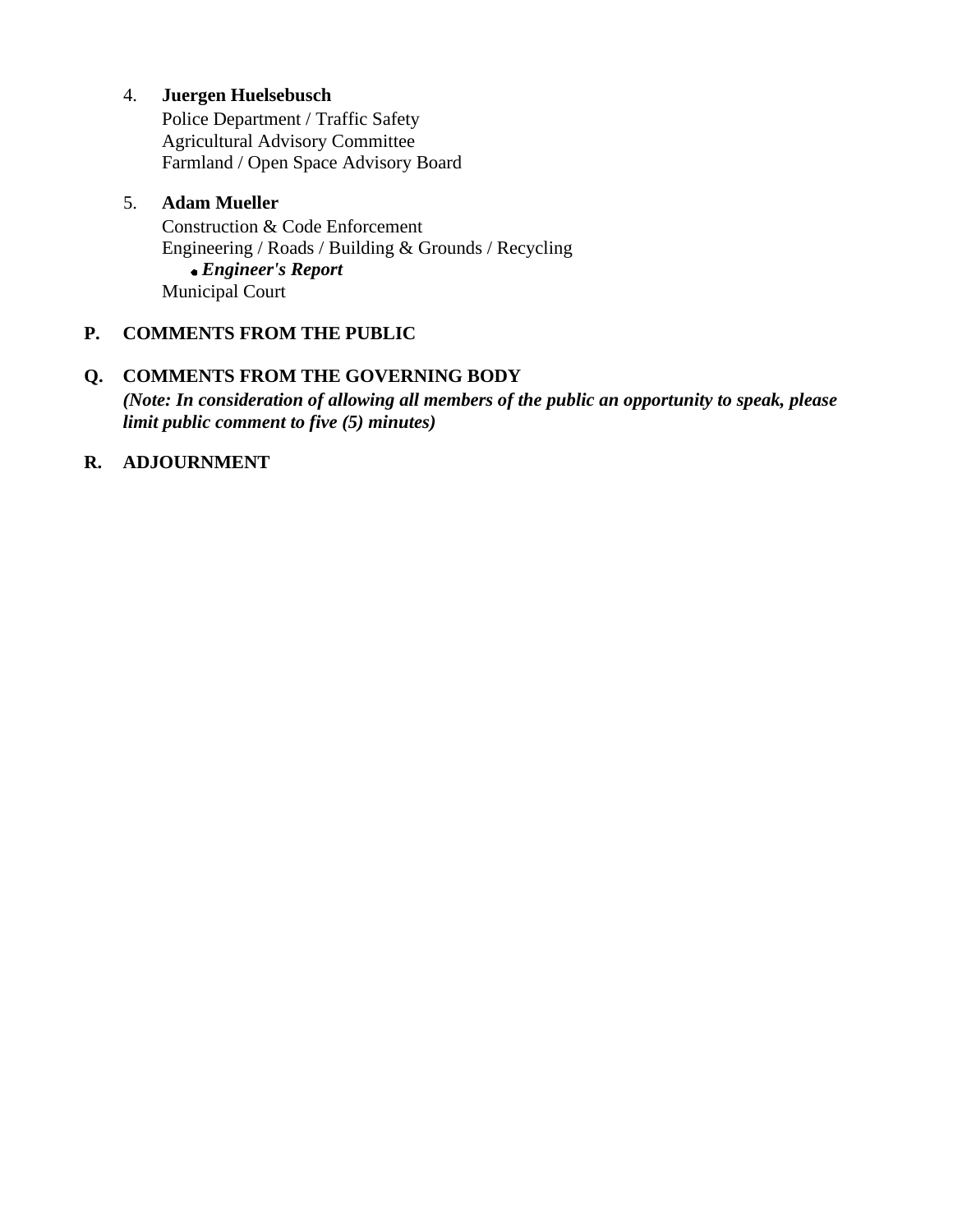4. **Juergen Huelsebusch**
   Police Department / Traffic Safety
   Agricultural Advisory Committee
   Farmland / Open Space Advisory Board

5. **Adam Mueller**
   Construction & Code Enforcement
   Engineering / Roads / Building & Grounds / Recycling
   - ***Engineer's Report***

   Municipal Court

**P. COMMENTS FROM THE PUBLIC**

**Q. COMMENTS FROM THE GOVERNING BODY**

***(Note: In consideration of allowing all members of the public an opportunity to speak, please limit public comment to five (5) minutes)***

**R. ADJOURNMENT**